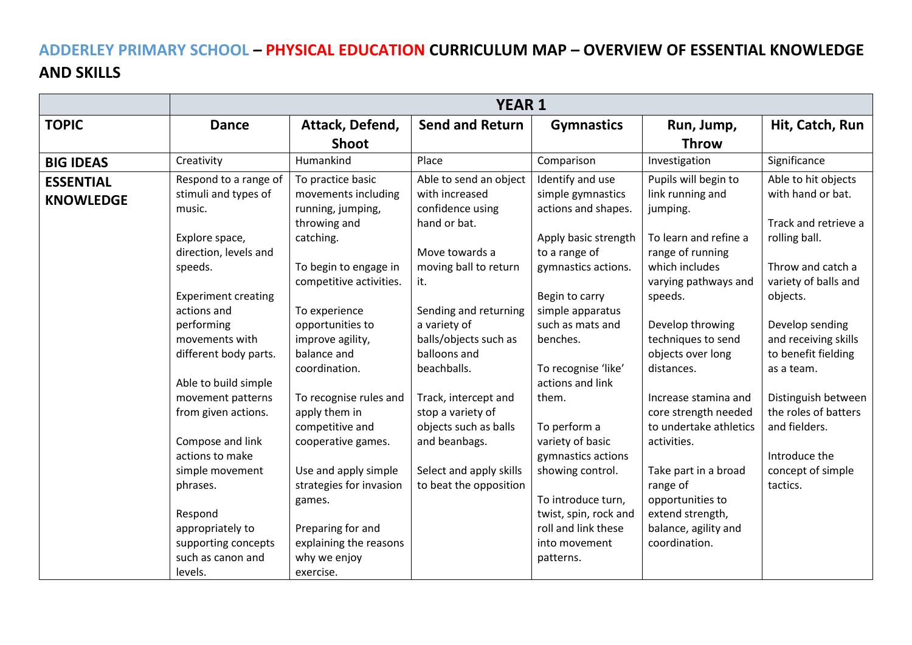# ADDERLEY PRIMARY SCHOOL – PHYSICAL EDUCATION CURRICULUM MAP – OVERVIEW OF ESSENTIAL KNOWLEDGE AND SKILLS

| | YEAR 1 | | | | | |
|---|---|---|---|---|---|---|
| **TOPIC** | **Dance** | **Attack, Defend, Shoot** | **Send and Return** | **Gymnastics** | **Run, Jump, Throw** | **Hit, Catch, Run** |
| **BIG IDEAS** | Creativity | Humankind | Place | Comparison | Investigation | Significance |
| **ESSENTIAL KNOWLEDGE** | Respond to a range of stimuli and types of music.<br><br>Explore space, direction, levels and speeds.<br><br>Experiment creating actions and performing movements with different body parts.<br><br>Able to build simple movement patterns from given actions.<br><br>Compose and link actions to make simple movement phrases.<br><br>Respond appropriately to supporting concepts such as canon and levels. | To practice basic movements including running, jumping, throwing and catching.<br><br>To begin to engage in competitive activities.<br><br>To experience opportunities to improve agility, balance and coordination.<br><br>To recognise rules and apply them in competitive and cooperative games.<br><br>Use and apply simple strategies for invasion games.<br><br>Preparing for and explaining the reasons why we enjoy exercise. | Able to send an object with increased confidence using hand or bat.<br><br>Move towards a moving ball to return it.<br><br>Sending and returning a variety of balls/objects such as balloons and beachballs.<br><br>Track, intercept and stop a variety of objects such as balls and beanbags.<br><br>Select and apply skills to beat the opposition | Identify and use simple gymnastics actions and shapes.<br><br>Apply basic strength to a range of gymnastics actions.<br><br>Begin to carry simple apparatus such as mats and benches.<br><br>To recognise 'like' actions and link them.<br><br>To perform a variety of basic gymnastics actions showing control.<br><br>To introduce turn, twist, spin, rock and roll and link these into movement patterns. | Pupils will begin to link running and jumping.<br><br>To learn and refine a range of running which includes varying pathways and speeds.<br><br>Develop throwing techniques to send objects over long distances.<br><br>Increase stamina and core strength needed to undertake athletics activities.<br><br>Take part in a broad range of opportunities to extend strength, balance, agility and coordination. | Able to hit objects with hand or bat.<br><br>Track and retrieve a rolling ball.<br><br>Throw and catch a variety of balls and objects.<br><br>Develop sending and receiving skills to benefit fielding as a team.<br><br>Distinguish between the roles of batters and fielders.<br><br>Introduce the concept of simple tactics. |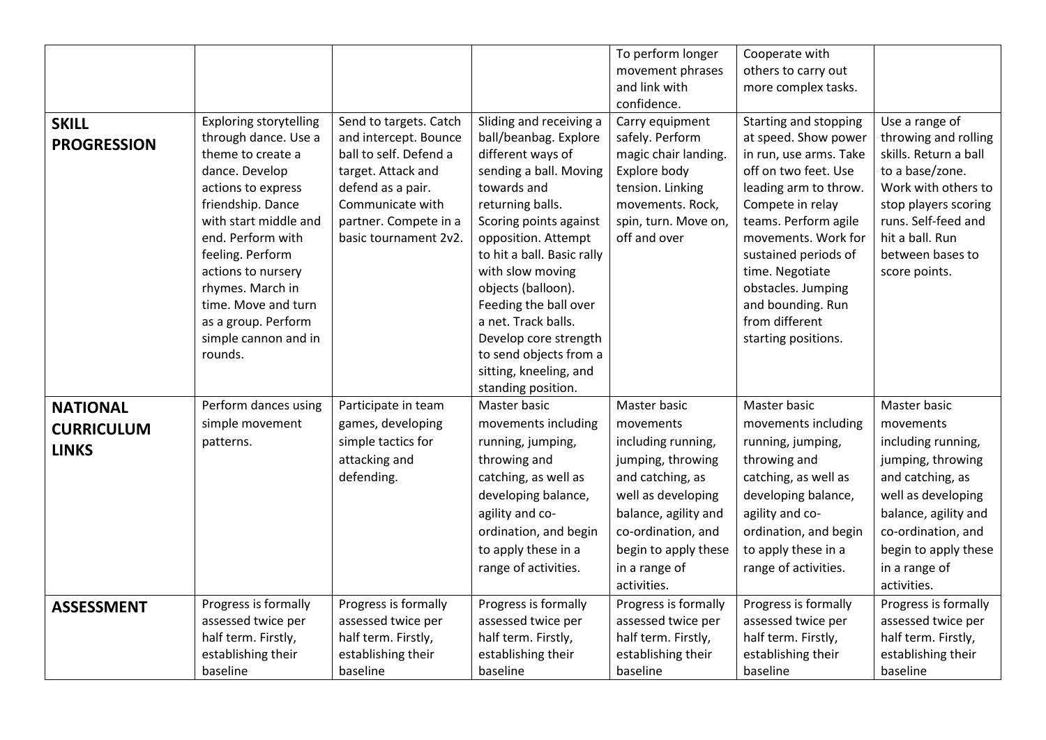| | | | | | | |
|---|---|---|---|---|---|---|
| | | | | To perform longer movement phrases and link with confidence. | Cooperate with others to carry out more complex tasks. | |
| **SKILL PROGRESSION** | Exploring storytelling through dance. Use a theme to create a dance. Develop actions to express friendship. Dance with start middle and end. Perform with feeling. Perform actions to nursery rhymes. March in time. Move and turn as a group. Perform simple cannon and in rounds. | Send to targets. Catch and intercept. Bounce ball to self. Defend a target. Attack and defend as a pair. Communicate with partner. Compete in a basic tournament 2v2. | Sliding and receiving a ball/beanbag. Explore different ways of sending a ball. Moving towards and returning balls. Scoring points against opposition. Attempt to hit a ball. Basic rally with slow moving objects (balloon). Feeding the ball over a net. Track balls. Develop core strength to send objects from a sitting, kneeling, and standing position. | Carry equipment safely. Perform magic chair landing. Explore body tension. Linking movements. Rock, spin, turn. Move on, off and over | Starting and stopping at speed. Show power in run, use arms. Take off on two feet. Use leading arm to throw. Compete in relay teams. Perform agile movements. Work for sustained periods of time. Negotiate obstacles. Jumping and bounding. Run from different starting positions. | Use a range of throwing and rolling skills. Return a ball to a base/zone. Work with others to stop players scoring runs. Self-feed and hit a ball. Run between bases to score points. |
| **NATIONAL CURRICULUM LINKS** | Perform dances using simple movement patterns. | Participate in team games, developing simple tactics for attacking and defending. | Master basic movements including running, jumping, throwing and catching, as well as developing balance, agility and co-ordination, and begin to apply these in a range of activities. | Master basic movements including running, jumping, throwing and catching, as well as developing balance, agility and co-ordination, and begin to apply these in a range of activities. | Master basic movements including running, jumping, throwing and catching, as well as developing balance, agility and co-ordination, and begin to apply these in a range of activities. | Master basic movements including running, jumping, throwing and catching, as well as developing balance, agility and co-ordination, and begin to apply these in a range of activities. |
| **ASSESSMENT** | Progress is formally assessed twice per half term. Firstly, establishing their baseline | Progress is formally assessed twice per half term. Firstly, establishing their baseline | Progress is formally assessed twice per half term. Firstly, establishing their baseline | Progress is formally assessed twice per half term. Firstly, establishing their baseline | Progress is formally assessed twice per half term. Firstly, establishing their baseline | Progress is formally assessed twice per half term. Firstly, establishing their baseline |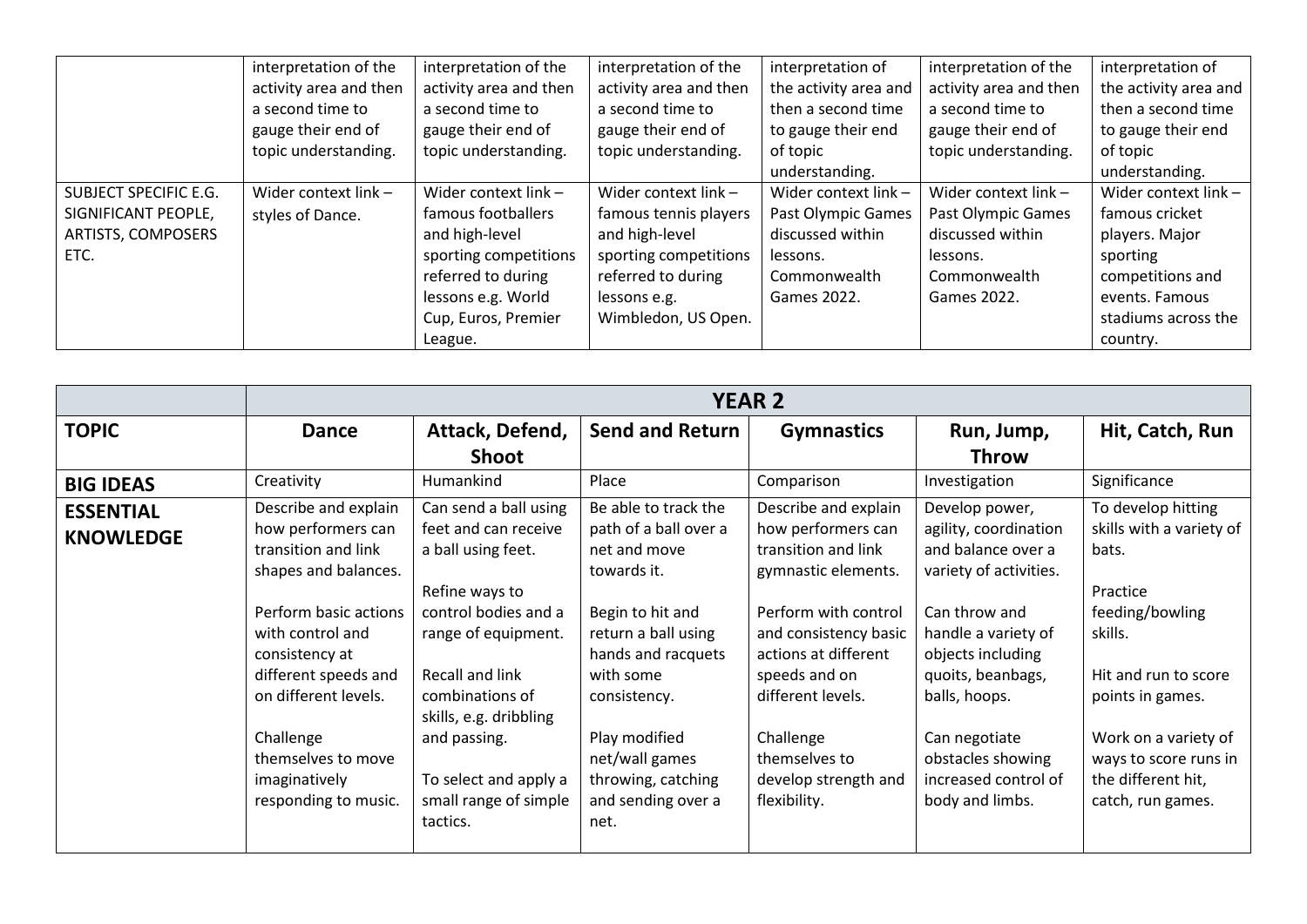|  |  |  |  |  |  |  |
|---|---|---|---|---|---|---|
|  | interpretation of the activity area and then a second time to gauge their end of topic understanding. | interpretation of the activity area and then a second time to gauge their end of topic understanding. | interpretation of the activity area and then a second time to gauge their end of topic understanding. | interpretation of the activity area and then a second time to gauge their end of topic understanding. | interpretation of the activity area and then a second time to gauge their end of topic understanding. | interpretation of the activity area and then a second time to gauge their end of topic understanding. |
| SUBJECT SPECIFIC E.G. SIGNIFICANT PEOPLE, ARTISTS, COMPOSERS ETC. | Wider context link – styles of Dance. | Wider context link – famous footballers and high-level sporting competitions referred to during lessons e.g. World Cup, Euros, Premier League. | Wider context link – famous tennis players and high-level sporting competitions referred to during lessons e.g. Wimbledon, US Open. | Wider context link – Past Olympic Games discussed within lessons. Commonwealth Games 2022. | Wider context link – Past Olympic Games discussed within lessons. Commonwealth Games 2022. | Wider context link – famous cricket players. Major sporting competitions and events. Famous stadiums across the country. |

|  | **YEAR 2** |  |  |  |  |  |
|---|---|---|---|---|---|---|
| **TOPIC** | **Dance** | **Attack, Defend, Shoot** | **Send and Return** | **Gymnastics** | **Run, Jump, Throw** | **Hit, Catch, Run** |
| **BIG IDEAS** | Creativity | Humankind | Place | Comparison | Investigation | Significance |
| **ESSENTIAL KNOWLEDGE** | Describe and explain how performers can transition and link shapes and balances.<br><br>Perform basic actions with control and consistency at different speeds and on different levels.<br><br>Challenge themselves to move imaginatively responding to music. | Can send a ball using feet and can receive a ball using feet.<br><br>Refine ways to control bodies and a range of equipment.<br><br>Recall and link combinations of skills, e.g. dribbling and passing.<br><br>To select and apply a small range of simple tactics. | Be able to track the path of a ball over a net and move towards it.<br><br>Begin to hit and return a ball using hands and racquets with some consistency.<br><br>Play modified net/wall games throwing, catching and sending over a net. | Describe and explain how performers can transition and link gymnastic elements.<br><br>Perform with control and consistency basic actions at different speeds and on different levels.<br><br>Challenge themselves to develop strength and flexibility. | Develop power, agility, coordination and balance over a variety of activities.<br><br>Can throw and handle a variety of objects including quoits, beanbags, balls, hoops.<br><br>Can negotiate obstacles showing increased control of body and limbs. | To develop hitting skills with a variety of bats.<br><br>Practice feeding/bowling skills.<br><br>Hit and run to score points in games.<br><br>Work on a variety of ways to score runs in the different hit, catch, run games. |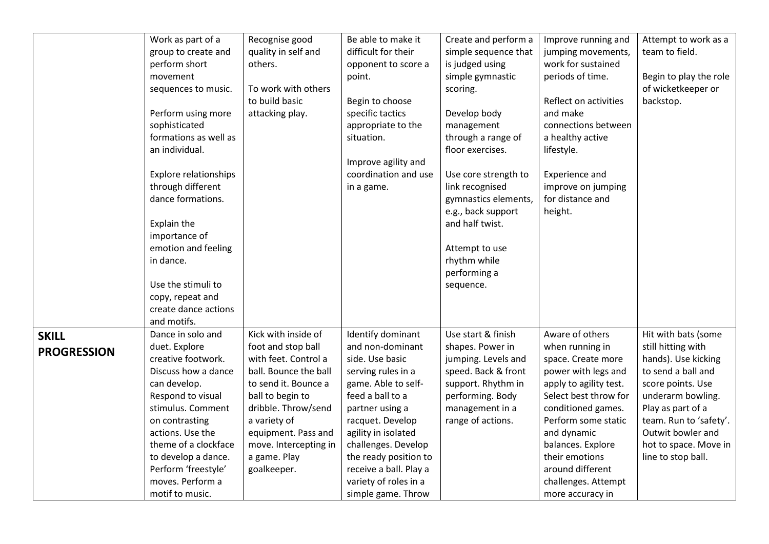| | | | | | | |
|---|---|---|---|---|---|---|
| | Work as part of a group to create and perform short movement sequences to music.<br><br>Perform using more sophisticated formations as well as an individual.<br><br>Explore relationships through different dance formations.<br><br>Explain the importance of emotion and feeling in dance.<br><br>Use the stimuli to copy, repeat and create dance actions and motifs. | Recognise good quality in self and others.<br><br>To work with others to build basic attacking play. | Be able to make it difficult for their opponent to score a point.<br><br>Begin to choose specific tactics appropriate to the situation.<br><br>Improve agility and coordination and use in a game. | Create and perform a simple sequence that is judged using simple gymnastic scoring.<br><br>Develop body management through a range of floor exercises.<br><br>Use core strength to link recognised gymnastics elements, e.g., back support and half twist.<br><br>Attempt to use rhythm while performing a sequence. | Improve running and jumping movements, work for sustained periods of time.<br><br>Reflect on activities and make connections between a healthy active lifestyle.<br><br>Experience and improve on jumping for distance and height. | Attempt to work as a team to field.<br><br>Begin to play the role of wicketkeeper or backstop. |
| **SKILL PROGRESSION** | Dance in solo and duet. Explore creative footwork. Discuss how a dance can develop. Respond to visual stimulus. Comment on contrasting actions. Use the theme of a clockface to develop a dance. Perform 'freestyle' moves. Perform a motif to music. | Kick with inside of foot and stop ball with feet. Control a ball. Bounce the ball to send it. Bounce a ball to begin to dribble. Throw/send a variety of equipment. Pass and move. Intercepting in a game. Play goalkeeper. | Identify dominant and non-dominant side. Use basic serving rules in a game. Able to self-feed a ball to a partner using a racquet. Develop agility in isolated challenges. Develop the ready position to receive a ball. Play a variety of roles in a simple game. Throw | Use start & finish shapes. Power in jumping. Levels and speed. Back & front support. Rhythm in performing. Body management in a range of actions. | Aware of others when running in space. Create more power with legs and apply to agility test. Select best throw for conditioned games. Perform some static and dynamic balances. Explore their emotions around different challenges. Attempt more accuracy in | Hit with bats (some still hitting with hands). Use kicking to send a ball and score points. Use underarm bowling. Play as part of a team. Run to 'safety'. Outwit bowler and hot to space. Move in line to stop ball. |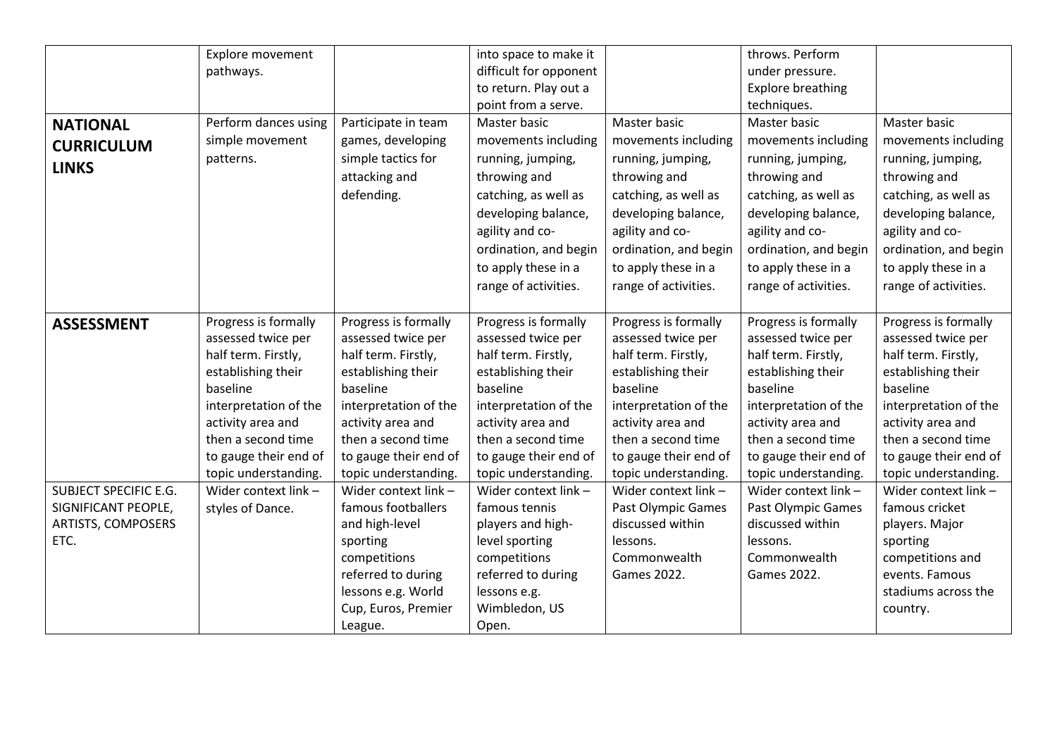|  |  |  |  |  |  |  |
|---|---|---|---|---|---|---|
|  | Explore movement pathways. |  | into space to make it difficult for opponent to return. Play out a point from a serve. |  | throws. Perform under pressure. Explore breathing techniques. |  |
| **NATIONAL CURRICULUM LINKS** | Perform dances using simple movement patterns. | Participate in team games, developing simple tactics for attacking and defending. | Master basic movements including running, jumping, throwing and catching, as well as developing balance, agility and co-ordination, and begin to apply these in a range of activities. | Master basic movements including running, jumping, throwing and catching, as well as developing balance, agility and co-ordination, and begin to apply these in a range of activities. | Master basic movements including running, jumping, throwing and catching, as well as developing balance, agility and co-ordination, and begin to apply these in a range of activities. | Master basic movements including running, jumping, throwing and catching, as well as developing balance, agility and co-ordination, and begin to apply these in a range of activities. |
| **ASSESSMENT** | Progress is formally assessed twice per half term. Firstly, establishing their baseline interpretation of the activity area and then a second time to gauge their end of topic understanding. | Progress is formally assessed twice per half term. Firstly, establishing their baseline interpretation of the activity area and then a second time to gauge their end of topic understanding. | Progress is formally assessed twice per half term. Firstly, establishing their baseline interpretation of the activity area and then a second time to gauge their end of topic understanding. | Progress is formally assessed twice per half term. Firstly, establishing their baseline interpretation of the activity area and then a second time to gauge their end of topic understanding. | Progress is formally assessed twice per half term. Firstly, establishing their baseline interpretation of the activity area and then a second time to gauge their end of topic understanding. | Progress is formally assessed twice per half term. Firstly, establishing their baseline interpretation of the activity area and then a second time to gauge their end of topic understanding. |
| SUBJECT SPECIFIC E.G. SIGNIFICANT PEOPLE, ARTISTS, COMPOSERS ETC. | Wider context link – styles of Dance. | Wider context link – famous footballers and high-level sporting competitions referred to during lessons e.g. World Cup, Euros, Premier League. | Wider context link – famous tennis players and high-level sporting competitions referred to during lessons e.g. Wimbledon, US Open. | Wider context link – Past Olympic Games discussed within lessons. Commonwealth Games 2022. | Wider context link – Past Olympic Games discussed within lessons. Commonwealth Games 2022. | Wider context link – famous cricket players. Major sporting competitions and events. Famous stadiums across the country. |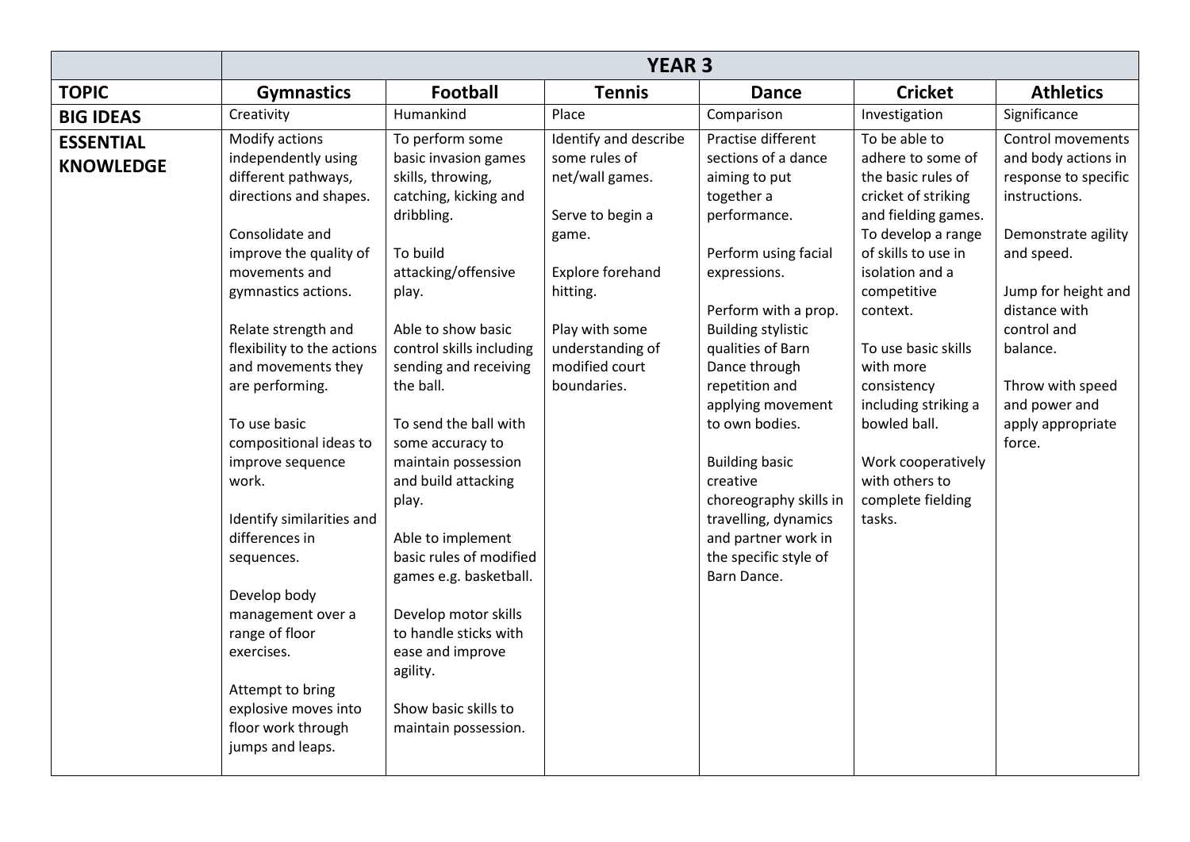| | YEAR 3 | | | | | |
|---|---|---|---|---|---|---|
| **TOPIC** | **Gymnastics** | **Football** | **Tennis** | **Dance** | **Cricket** | **Athletics** |
| **BIG IDEAS** | Creativity | Humankind | Place | Comparison | Investigation | Significance |
| **ESSENTIAL KNOWLEDGE** | Modify actions independently using different pathways, directions and shapes.<br><br>Consolidate and improve the quality of movements and gymnastics actions.<br><br>Relate strength and flexibility to the actions and movements they are performing.<br><br>To use basic compositional ideas to improve sequence work.<br><br>Identify similarities and differences in sequences.<br><br>Develop body management over a range of floor exercises.<br><br>Attempt to bring explosive moves into floor work through jumps and leaps. | To perform some basic invasion games skills, throwing, catching, kicking and dribbling.<br><br>To build attacking/offensive play.<br><br>Able to show basic control skills including sending and receiving the ball.<br><br>To send the ball with some accuracy to maintain possession and build attacking play.<br><br>Able to implement basic rules of modified games e.g. basketball.<br><br>Develop motor skills to handle sticks with ease and improve agility.<br><br>Show basic skills to maintain possession. | Identify and describe some rules of net/wall games.<br><br>Serve to begin a game.<br><br>Explore forehand hitting.<br><br>Play with some understanding of modified court boundaries. | Practise different sections of a dance aiming to put together a performance.<br><br>Perform using facial expressions.<br><br>Perform with a prop. Building stylistic qualities of Barn Dance through repetition and applying movement to own bodies.<br><br>Building basic creative choreography skills in travelling, dynamics and partner work in the specific style of Barn Dance. | To be able to adhere to some of the basic rules of cricket of striking and fielding games. To develop a range of skills to use in isolation and a competitive context.<br><br>To use basic skills with more consistency including striking a bowled ball.<br><br>Work cooperatively with others to complete fielding tasks. | Control movements and body actions in response to specific instructions.<br><br>Demonstrate agility and speed.<br><br>Jump for height and distance with control and balance.<br><br>Throw with speed and power and apply appropriate force. |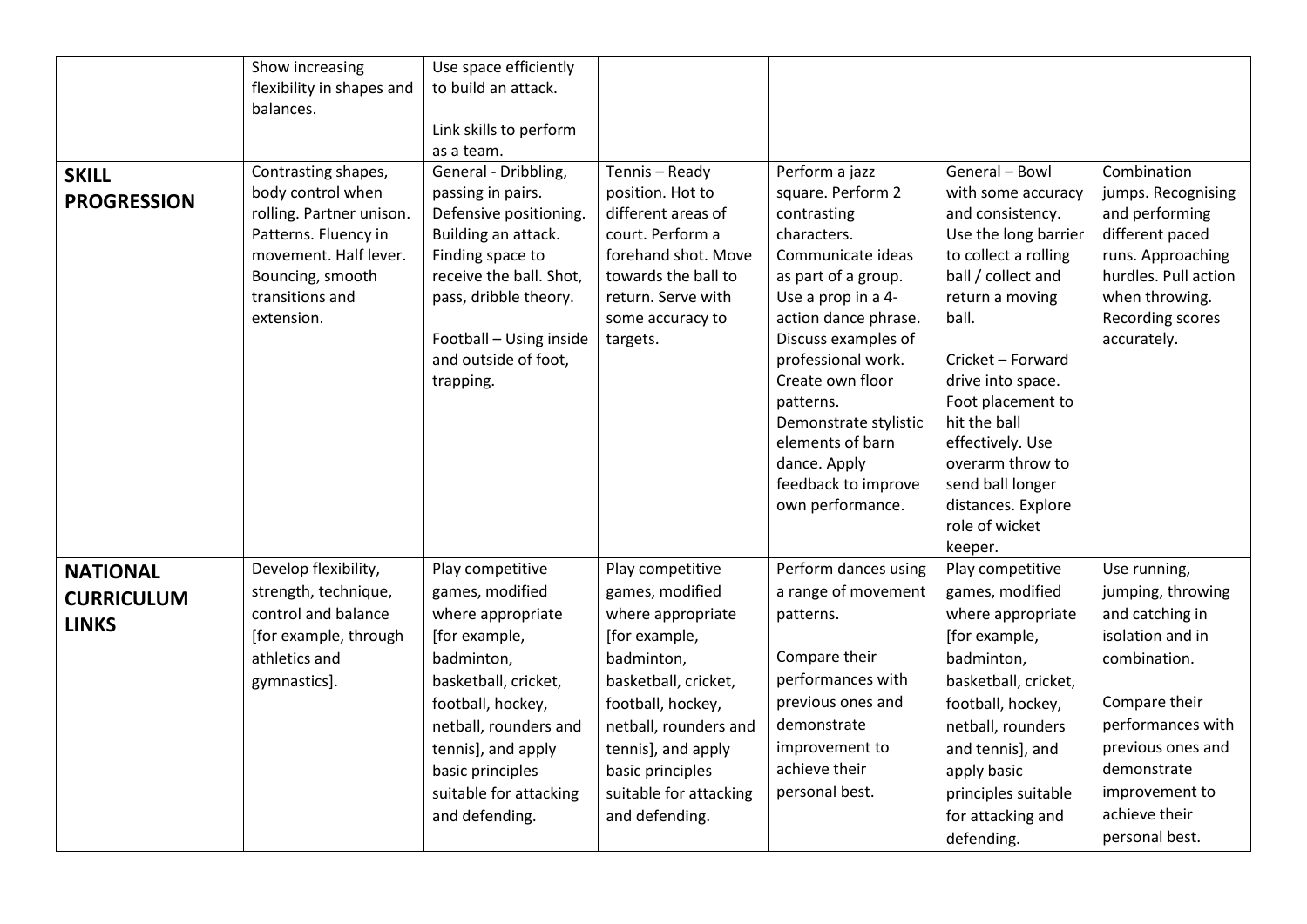| | | | | | | |
|---|---|---|---|---|---|---|
| | Show increasing flexibility in shapes and balances. | Use space efficiently to build an attack.<br><br>Link skills to perform as a team. | | | | |
| **SKILL PROGRESSION** | Contrasting shapes, body control when rolling. Partner unison. Patterns. Fluency in movement. Half lever. Bouncing, smooth transitions and extension. | General - Dribbling, passing in pairs. Defensive positioning. Building an attack. Finding space to receive the ball. Shot, pass, dribble theory.<br><br>Football – Using inside and outside of foot, trapping. | Tennis – Ready position. Hot to different areas of court. Perform a forehand shot. Move towards the ball to return. Serve with some accuracy to targets. | Perform a jazz square. Perform 2 contrasting characters. Communicate ideas as part of a group. Use a prop in a 4-action dance phrase. Discuss examples of professional work. Create own floor patterns. Demonstrate stylistic elements of barn dance. Apply feedback to improve own performance. | General – Bowl with some accuracy and consistency. Use the long barrier to collect a rolling ball / collect and return a moving ball.<br><br>Cricket – Forward drive into space. Foot placement to hit the ball effectively. Use overarm throw to send ball longer distances. Explore role of wicket keeper. | Combination jumps. Recognising and performing different paced runs. Approaching hurdles. Pull action when throwing. Recording scores accurately. |
| **NATIONAL CURRICULUM LINKS** | Develop flexibility, strength, technique, control and balance [for example, through athletics and gymnastics]. | Play competitive games, modified where appropriate [for example, badminton, basketball, cricket, football, hockey, netball, rounders and tennis], and apply basic principles suitable for attacking and defending. | Play competitive games, modified where appropriate [for example, badminton, basketball, cricket, football, hockey, netball, rounders and tennis], and apply basic principles suitable for attacking and defending. | Perform dances using a range of movement patterns.<br><br>Compare their performances with previous ones and demonstrate improvement to achieve their personal best. | Play competitive games, modified where appropriate [for example, badminton, basketball, cricket, football, hockey, netball, rounders and tennis], and apply basic principles suitable for attacking and defending. | Use running, jumping, throwing and catching in isolation and in combination.<br><br>Compare their performances with previous ones and demonstrate improvement to achieve their personal best. |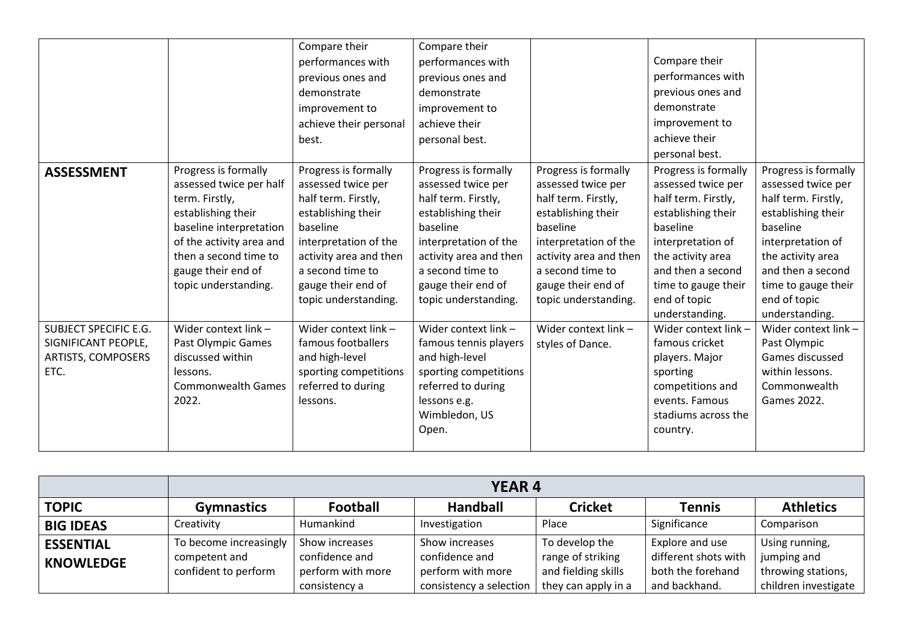| | | | | | | |
|---|---|---|---|---|---|---|
| | | Compare their performances with previous ones and demonstrate improvement to achieve their personal best. | Compare their performances with previous ones and demonstrate improvement to achieve their personal best. | | Compare their performances with previous ones and demonstrate improvement to achieve their personal best. | |
| **ASSESSMENT** | Progress is formally assessed twice per half term. Firstly, establishing their baseline interpretation of the activity area and then a second time to gauge their end of topic understanding. | Progress is formally assessed twice per half term. Firstly, establishing their baseline interpretation of the activity area and then a second time to gauge their end of topic understanding. | Progress is formally assessed twice per half term. Firstly, establishing their baseline interpretation of the activity area and then a second time to gauge their end of topic understanding. | Progress is formally assessed twice per half term. Firstly, establishing their baseline interpretation of the activity area and then a second time to gauge their end of topic understanding. | Progress is formally assessed twice per half term. Firstly, establishing their baseline interpretation of the activity area and then a second time to gauge their end of topic understanding. | Progress is formally assessed twice per half term. Firstly, establishing their baseline interpretation of the activity area and then a second time to gauge their end of topic understanding. |
| SUBJECT SPECIFIC E.G. SIGNIFICANT PEOPLE, ARTISTS, COMPOSERS ETC. | Wider context link – Past Olympic Games discussed within lessons. Commonwealth Games 2022. | Wider context link – famous footballers and high-level sporting competitions referred to during lessons. | Wider context link – famous tennis players and high-level sporting competitions referred to during lessons e.g. Wimbledon, US Open. | Wider context link – styles of Dance. | Wider context link – famous cricket players. Major sporting competitions and events. Famous stadiums across the country. | Wider context link – Past Olympic Games discussed within lessons. Commonwealth Games 2022. |

| | **YEAR 4** | | | | | |
|---|---|---|---|---|---|---|
| **TOPIC** | **Gymnastics** | **Football** | **Handball** | **Cricket** | **Tennis** | **Athletics** |
| **BIG IDEAS** | Creativity | Humankind | Investigation | Place | Significance | Comparison |
| **ESSENTIAL KNOWLEDGE** | To become increasingly competent and confident to perform | Show increases confidence and perform with more consistency a | Show increases confidence and perform with more consistency a selection | To develop the range of striking and fielding skills they can apply in a | Explore and use different shots with both the forehand and backhand. | Using running, jumping and throwing stations, children investigate |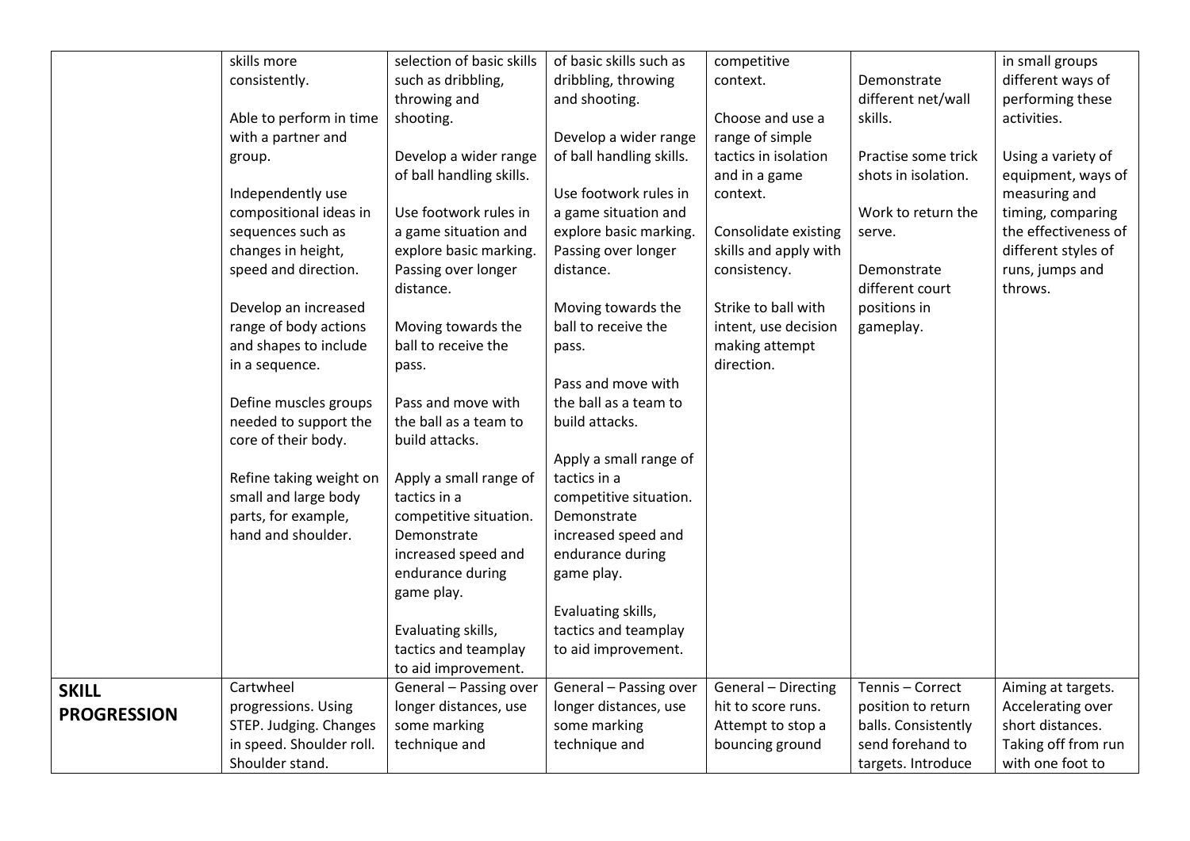| | | | | | | |
|---|---|---|---|---|---|---|
| | skills more consistently.<br><br>Able to perform in time with a partner and group.<br><br>Independently use compositional ideas in sequences such as changes in height, speed and direction.<br><br>Develop an increased range of body actions and shapes to include in a sequence.<br><br>Define muscles groups needed to support the core of their body.<br><br>Refine taking weight on small and large body parts, for example, hand and shoulder. | selection of basic skills such as dribbling, throwing and shooting.<br><br>Develop a wider range of ball handling skills.<br><br>Use footwork rules in a game situation and explore basic marking. Passing over longer distance.<br><br>Moving towards the ball to receive the pass.<br><br>Pass and move with the ball as a team to build attacks.<br><br>Apply a small range of tactics in a competitive situation. Demonstrate increased speed and endurance during game play.<br><br>Evaluating skills, tactics and teamplay to aid improvement. | of basic skills such as dribbling, throwing and shooting.<br><br>Develop a wider range of ball handling skills.<br><br>Use footwork rules in a game situation and explore basic marking. Passing over longer distance.<br><br>Moving towards the ball to receive the pass.<br><br>Pass and move with the ball as a team to build attacks.<br><br>Apply a small range of tactics in a competitive situation. Demonstrate increased speed and endurance during game play.<br><br>Evaluating skills, tactics and teamplay to aid improvement. | competitive context.<br><br>Choose and use a range of simple tactics in isolation and in a game context.<br><br>Consolidate existing skills and apply with consistency.<br><br>Strike to ball with intent, use decision making attempt direction. | Demonstrate different net/wall skills.<br><br>Practise some trick shots in isolation.<br><br>Work to return the serve.<br><br>Demonstrate different court positions in gameplay. | in small groups different ways of performing these activities.<br><br>Using a variety of equipment, ways of measuring and timing, comparing the effectiveness of different styles of runs, jumps and throws. |
| **SKILL PROGRESSION** | Cartwheel progressions. Using STEP. Judging. Changes in speed. Shoulder roll. Shoulder stand. | General – Passing over longer distances, use some marking technique and | General – Passing over longer distances, use some marking technique and | General – Directing hit to score runs. Attempt to stop a bouncing ground | Tennis – Correct position to return balls. Consistently send forehand to targets. Introduce | Aiming at targets. Accelerating over short distances. Taking off from run with one foot to |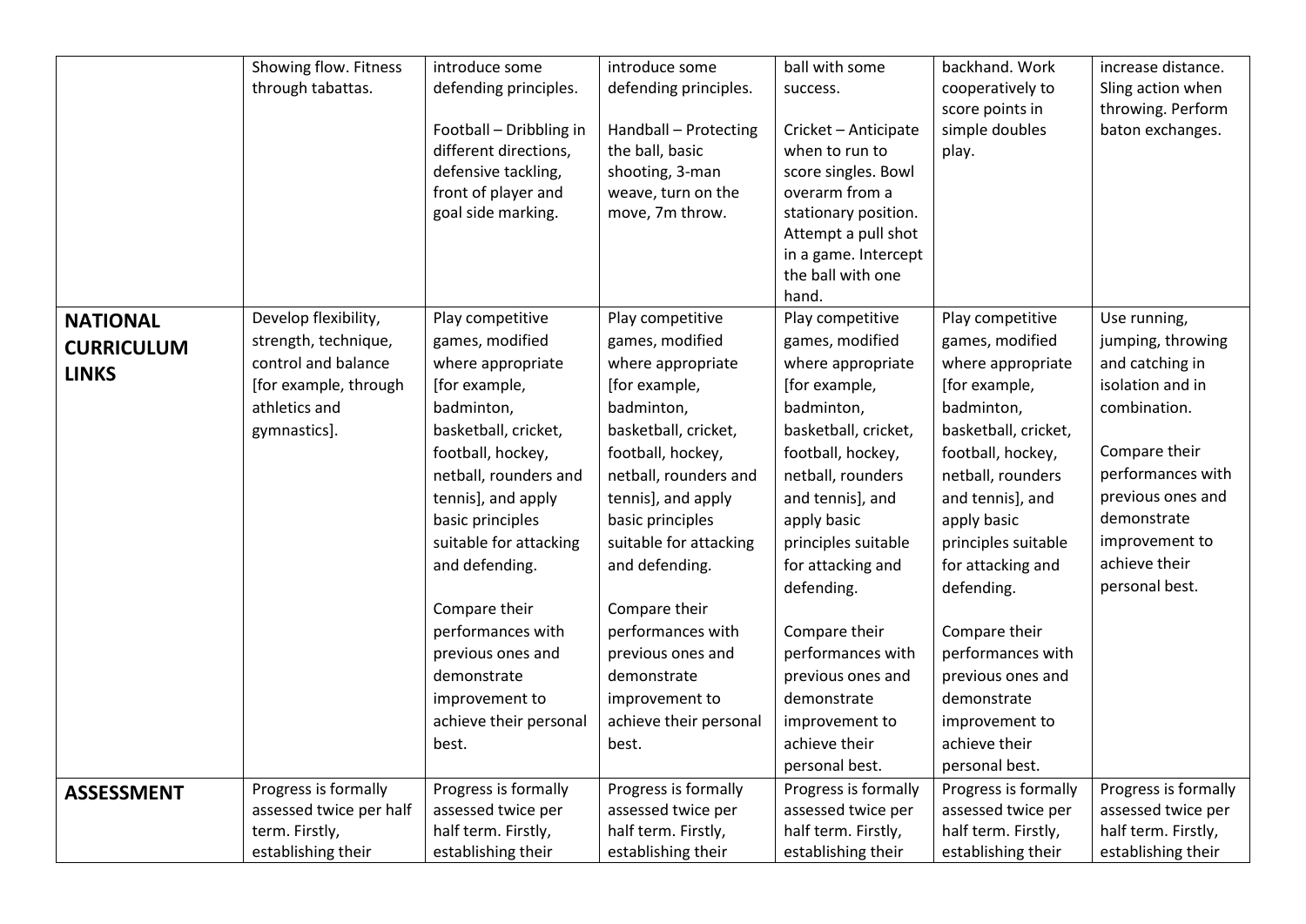| | | | | | | |
|---|---|---|---|---|---|---|
| | Showing flow. Fitness through tabattas. | introduce some defending principles.<br><br>Football – Dribbling in different directions, defensive tackling, front of player and goal side marking. | introduce some defending principles.<br><br>Handball – Protecting the ball, basic shooting, 3-man weave, turn on the move, 7m throw. | ball with some success.<br><br>Cricket – Anticipate when to run to score singles. Bowl overarm from a stationary position. Attempt a pull shot in a game. Intercept the ball with one hand. | backhand. Work cooperatively to score points in simple doubles play. | increase distance. Sling action when throwing. Perform baton exchanges. |
| **NATIONAL CURRICULUM LINKS** | Develop flexibility, strength, technique, control and balance [for example, through athletics and gymnastics]. | Play competitive games, modified where appropriate [for example, badminton, basketball, cricket, football, hockey, netball, rounders and tennis], and apply basic principles suitable for attacking and defending.<br><br>Compare their performances with previous ones and demonstrate improvement to achieve their personal best. | Play competitive games, modified where appropriate [for example, badminton, basketball, cricket, football, hockey, netball, rounders and tennis], and apply basic principles suitable for attacking and defending.<br><br>Compare their performances with previous ones and demonstrate improvement to achieve their personal best. | Play competitive games, modified where appropriate [for example, badminton, basketball, cricket, football, hockey, netball, rounders and tennis], and apply basic principles suitable for attacking and defending.<br><br>Compare their performances with previous ones and demonstrate improvement to achieve their personal best. | Play competitive games, modified where appropriate [for example, badminton, basketball, cricket, football, hockey, netball, rounders and tennis], and apply basic principles suitable for attacking and defending.<br><br>Compare their performances with previous ones and demonstrate improvement to achieve their personal best. | Use running, jumping, throwing and catching in isolation and in combination.<br><br>Compare their performances with previous ones and demonstrate improvement to achieve their personal best. |
| **ASSESSMENT** | Progress is formally assessed twice per half term. Firstly, establishing their | Progress is formally assessed twice per half term. Firstly, establishing their | Progress is formally assessed twice per half term. Firstly, establishing their | Progress is formally assessed twice per half term. Firstly, establishing their | Progress is formally assessed twice per half term. Firstly, establishing their | Progress is formally assessed twice per half term. Firstly, establishing their |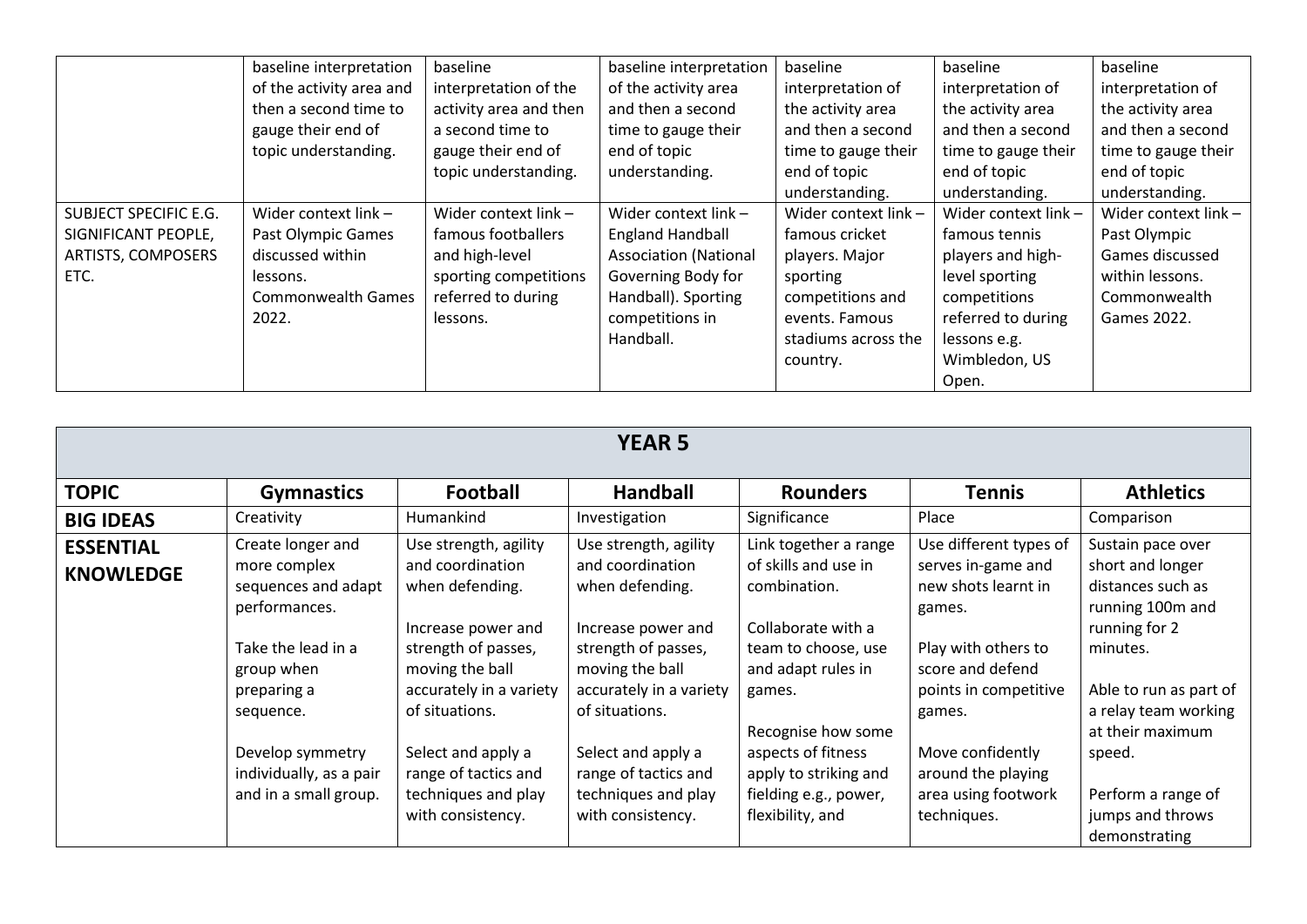|  |  |  |  |  |  |  |
|---|---|---|---|---|---|---|
|  | baseline interpretation of the activity area and then a second time to gauge their end of topic understanding. | baseline interpretation of the activity area and then a second time to gauge their end of topic understanding. | baseline interpretation of the activity area and then a second time to gauge their end of topic understanding. | baseline interpretation of the activity area and then a second time to gauge their end of topic understanding. | baseline interpretation of the activity area and then a second time to gauge their end of topic understanding. | baseline interpretation of the activity area and then a second time to gauge their end of topic understanding. |
| SUBJECT SPECIFIC E.G. SIGNIFICANT PEOPLE, ARTISTS, COMPOSERS ETC. | Wider context link – Past Olympic Games discussed within lessons. Commonwealth Games 2022. | Wider context link – famous footballers and high-level sporting competitions referred to during lessons. | Wider context link – England Handball Association (National Governing Body for Handball). Sporting competitions in Handball. | Wider context link – famous cricket players. Major sporting competitions and events. Famous stadiums across the country. | Wider context link – famous tennis players and high-level sporting competitions referred to during lessons e.g. Wimbledon, US Open. | Wider context link – Past Olympic Games discussed within lessons. Commonwealth Games 2022. |

## YEAR 5

| **TOPIC** | **Gymnastics** | **Football** | **Handball** | **Rounders** | **Tennis** | **Athletics** |
|---|---|---|---|---|---|---|
| **BIG IDEAS** | Creativity | Humankind | Investigation | Significance | Place | Comparison |
| **ESSENTIAL KNOWLEDGE** | Create longer and more complex sequences and adapt performances.<br><br>Take the lead in a group when preparing a sequence.<br><br>Develop symmetry individually, as a pair and in a small group. | Use strength, agility and coordination when defending.<br><br>Increase power and strength of passes, moving the ball accurately in a variety of situations.<br><br>Select and apply a range of tactics and techniques and play with consistency. | Use strength, agility and coordination when defending.<br><br>Increase power and strength of passes, moving the ball accurately in a variety of situations.<br><br>Select and apply a range of tactics and techniques and play with consistency. | Link together a range of skills and use in combination.<br><br>Collaborate with a team to choose, use and adapt rules in games.<br><br>Recognise how some aspects of fitness apply to striking and fielding e.g., power, flexibility, and | Use different types of serves in-game and new shots learnt in games.<br><br>Play with others to score and defend points in competitive games.<br><br>Move confidently around the playing area using footwork techniques. | Sustain pace over short and longer distances such as running 100m and running for 2 minutes.<br><br>Able to run as part of a relay team working at their maximum speed.<br><br>Perform a range of jumps and throws demonstrating |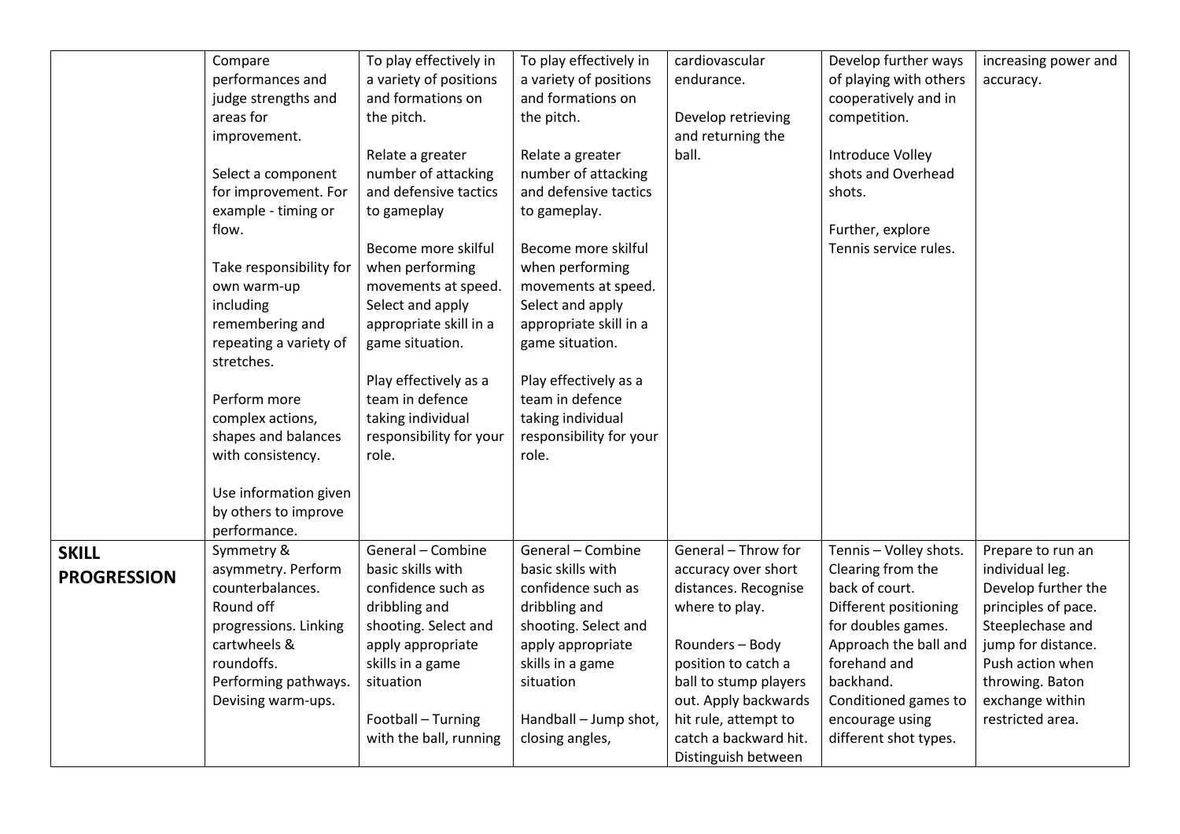| | | | | | | |
|---|---|---|---|---|---|---|
| | Compare performances and judge strengths and areas for improvement.<br><br>Select a component for improvement. For example - timing or flow.<br><br>Take responsibility for own warm-up including remembering and repeating a variety of stretches.<br><br>Perform more complex actions, shapes and balances with consistency.<br><br>Use information given by others to improve performance. | To play effectively in a variety of positions and formations on the pitch.<br><br>Relate a greater number of attacking and defensive tactics to gameplay<br><br>Become more skilful when performing movements at speed. Select and apply appropriate skill in a game situation.<br><br>Play effectively as a team in defence taking individual responsibility for your role. | To play effectively in a variety of positions and formations on the pitch.<br><br>Relate a greater number of attacking and defensive tactics to gameplay.<br><br>Become more skilful when performing movements at speed. Select and apply appropriate skill in a game situation.<br><br>Play effectively as a team in defence taking individual responsibility for your role. | cardiovascular endurance.<br><br>Develop retrieving and returning the ball. | Develop further ways of playing with others cooperatively and in competition.<br><br>Introduce Volley shots and Overhead shots.<br><br>Further, explore Tennis service rules. | increasing power and accuracy. |
| **SKILL PROGRESSION** | Symmetry & asymmetry. Perform counterbalances. Round off progressions. Linking cartwheels & roundoffs. Performing pathways. Devising warm-ups. | General – Combine basic skills with confidence such as dribbling and shooting. Select and apply appropriate skills in a game situation<br><br>Football – Turning with the ball, running | General – Combine basic skills with confidence such as dribbling and shooting. Select and apply appropriate skills in a game situation<br><br>Handball – Jump shot, closing angles, | General – Throw for accuracy over short distances. Recognise where to play.<br><br>Rounders – Body position to catch a ball to stump players out. Apply backwards hit rule, attempt to catch a backward hit. Distinguish between | Tennis – Volley shots. Clearing from the back of court. Different positioning for doubles games. Approach the ball and forehand and backhand. Conditioned games to encourage using different shot types. | Prepare to run an individual leg. Develop further the principles of pace. Steeplechase and jump for distance. Push action when throwing. Baton exchange within restricted area. |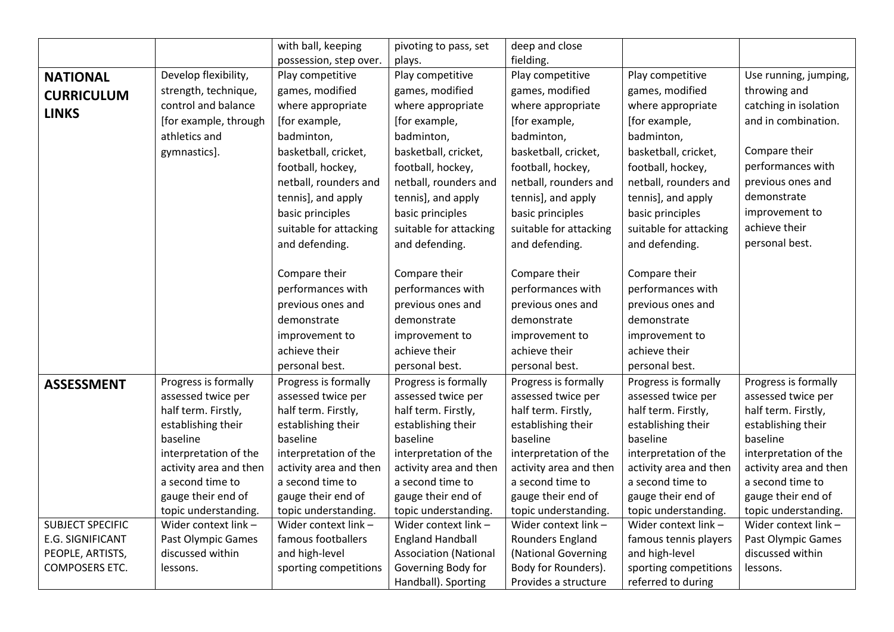| | | | | | | |
|---|---|---|---|---|---|---|
| | | with ball, keeping possession, step over. | pivoting to pass, set plays. | deep and close fielding. | | |
| **NATIONAL CURRICULUM LINKS** | Develop flexibility, strength, technique, control and balance [for example, through athletics and gymnastics]. | Play competitive games, modified where appropriate [for example, badminton, basketball, cricket, football, hockey, netball, rounders and tennis], and apply basic principles suitable for attacking and defending.<br><br>Compare their performances with previous ones and demonstrate improvement to achieve their personal best. | Play competitive games, modified where appropriate [for example, badminton, basketball, cricket, football, hockey, netball, rounders and tennis], and apply basic principles suitable for attacking and defending.<br><br>Compare their performances with previous ones and demonstrate improvement to achieve their personal best. | Play competitive games, modified where appropriate [for example, badminton, basketball, cricket, football, hockey, netball, rounders and tennis], and apply basic principles suitable for attacking and defending.<br><br>Compare their performances with previous ones and demonstrate improvement to achieve their personal best. | Play competitive games, modified where appropriate [for example, badminton, basketball, cricket, football, hockey, netball, rounders and tennis], and apply basic principles suitable for attacking and defending.<br><br>Compare their performances with previous ones and demonstrate improvement to achieve their personal best. | Use running, jumping, throwing and catching in isolation and in combination.<br><br>Compare their performances with previous ones and demonstrate improvement to achieve their personal best. |
| **ASSESSMENT** | Progress is formally assessed twice per half term. Firstly, establishing their baseline interpretation of the activity area and then a second time to gauge their end of topic understanding. | Progress is formally assessed twice per half term. Firstly, establishing their baseline interpretation of the activity area and then a second time to gauge their end of topic understanding. | Progress is formally assessed twice per half term. Firstly, establishing their baseline interpretation of the activity area and then a second time to gauge their end of topic understanding. | Progress is formally assessed twice per half term. Firstly, establishing their baseline interpretation of the activity area and then a second time to gauge their end of topic understanding. | Progress is formally assessed twice per half term. Firstly, establishing their baseline interpretation of the activity area and then a second time to gauge their end of topic understanding. | Progress is formally assessed twice per half term. Firstly, establishing their baseline interpretation of the activity area and then a second time to gauge their end of topic understanding. |
| SUBJECT SPECIFIC E.G. SIGNIFICANT PEOPLE, ARTISTS, COMPOSERS ETC. | Wider context link – Past Olympic Games discussed within lessons. | Wider context link – famous footballers and high-level sporting competitions | Wider context link – England Handball Association (National Governing Body for Handball). Sporting | Wider context link – Rounders England (National Governing Body for Rounders). Provides a structure | Wider context link – famous tennis players and high-level sporting competitions referred to during | Wider context link – Past Olympic Games discussed within lessons. |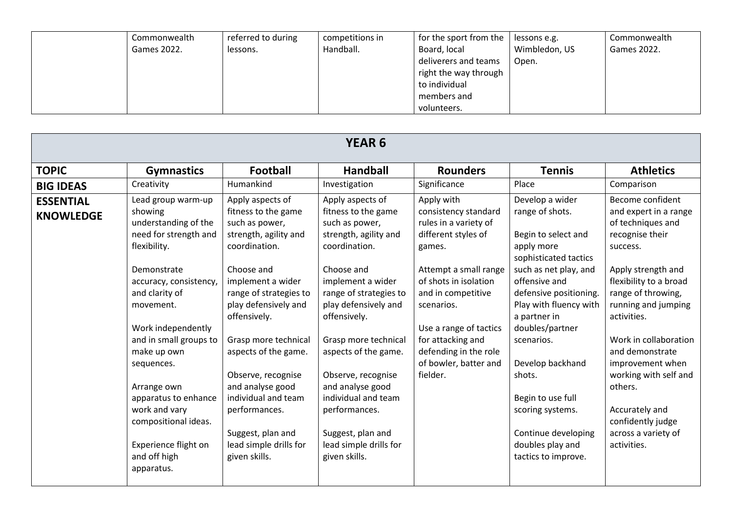|  | Commonwealth Games 2022. | referred to during lessons. | competitions in Handball. | for the sport from the Board, local deliverers and teams right the way through to individual members and volunteers. | lessons e.g. Wimbledon, US Open. | Commonwealth Games 2022. |
|---|---|---|---|---|---|---|

## YEAR 6

| TOPIC | Gymnastics | Football | Handball | Rounders | Tennis | Athletics |
|---|---|---|---|---|---|---|
| **BIG IDEAS** | Creativity | Humankind | Investigation | Significance | Place | Comparison |
| **ESSENTIAL KNOWLEDGE** | Lead group warm-up showing understanding of the need for strength and flexibility.<br><br>Demonstrate accuracy, consistency, and clarity of movement.<br><br>Work independently and in small groups to make up own sequences.<br><br>Arrange own apparatus to enhance work and vary compositional ideas.<br><br>Experience flight on and off high apparatus. | Apply aspects of fitness to the game such as power, strength, agility and coordination.<br><br>Choose and implement a wider range of strategies to play defensively and offensively.<br><br>Grasp more technical aspects of the game.<br><br>Observe, recognise and analyse good individual and team performances.<br><br>Suggest, plan and lead simple drills for given skills. | Apply aspects of fitness to the game such as power, strength, agility and coordination.<br><br>Choose and implement a wider range of strategies to play defensively and offensively.<br><br>Grasp more technical aspects of the game.<br><br>Observe, recognise and analyse good individual and team performances.<br><br>Suggest, plan and lead simple drills for given skills. | Apply with consistency standard rules in a variety of different styles of games.<br><br>Attempt a small range of shots in isolation and in competitive scenarios.<br><br>Use a range of tactics for attacking and defending in the role of bowler, batter and fielder. | Develop a wider range of shots.<br><br>Begin to select and apply more sophisticated tactics such as net play, and offensive and defensive positioning. Play with fluency with a partner in doubles/partner scenarios.<br><br>Develop backhand shots.<br><br>Begin to use full scoring systems.<br><br>Continue developing doubles play and tactics to improve. | Become confident and expert in a range of techniques and recognise their success.<br><br>Apply strength and flexibility to a broad range of throwing, running and jumping activities.<br><br>Work in collaboration and demonstrate improvement when working with self and others.<br><br>Accurately and confidently judge across a variety of activities. |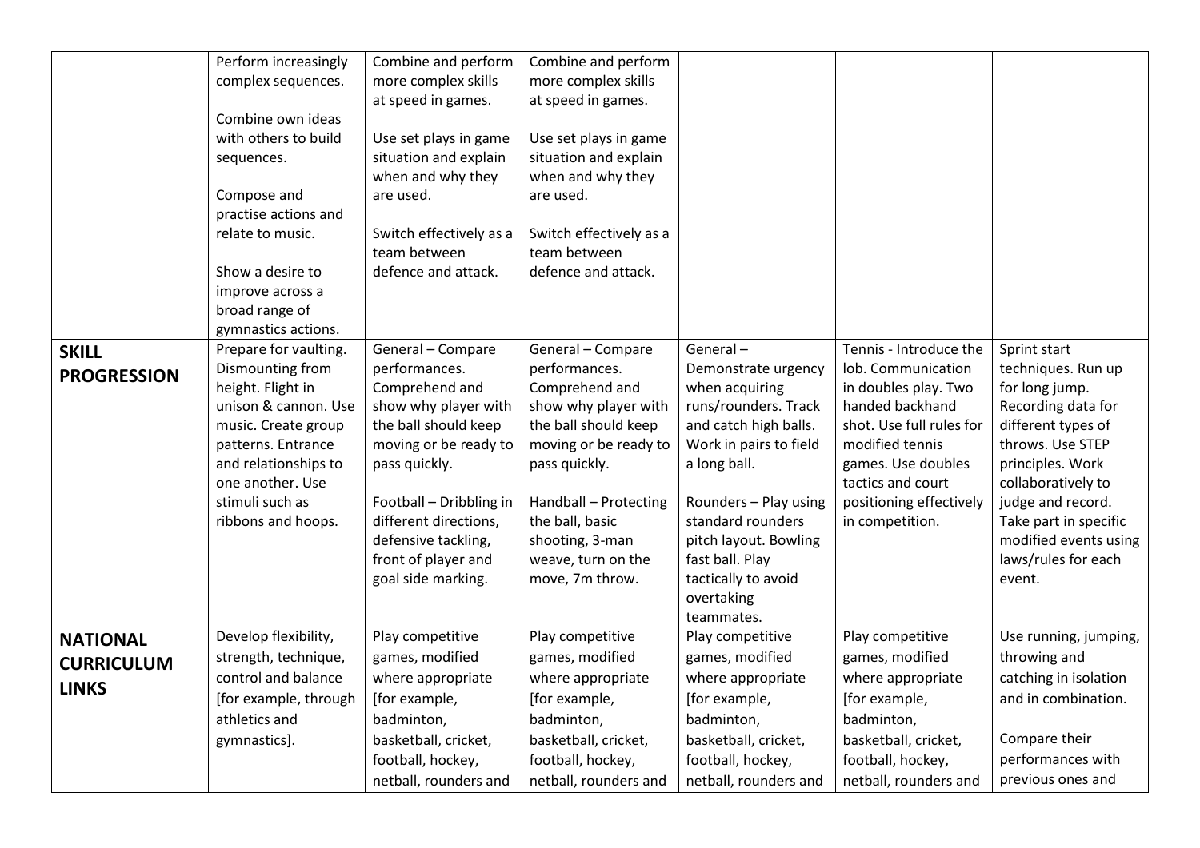| | | | | | | |
|---|---|---|---|---|---|---|
| | Perform increasingly complex sequences.<br><br>Combine own ideas with others to build sequences.<br><br>Compose and practise actions and relate to music.<br><br>Show a desire to improve across a broad range of gymnastics actions. | Combine and perform more complex skills at speed in games.<br><br>Use set plays in game situation and explain when and why they are used.<br><br>Switch effectively as a team between defence and attack. | Combine and perform more complex skills at speed in games.<br><br>Use set plays in game situation and explain when and why they are used.<br><br>Switch effectively as a team between defence and attack. | | | |
| **SKILL PROGRESSION** | Prepare for vaulting. Dismounting from height. Flight in unison & cannon. Use music. Create group patterns. Entrance and relationships to one another. Use stimuli such as ribbons and hoops. | General – Compare performances. Comprehend and show why player with the ball should keep moving or be ready to pass quickly.<br><br>Football – Dribbling in different directions, defensive tackling, front of player and goal side marking. | General – Compare performances. Comprehend and show why player with the ball should keep moving or be ready to pass quickly.<br><br>Handball – Protecting the ball, basic shooting, 3-man weave, turn on the move, 7m throw. | General – Demonstrate urgency when acquiring runs/rounders. Track and catch high balls. Work in pairs to field a long ball.<br><br>Rounders – Play using standard rounders pitch layout. Bowling fast ball. Play tactically to avoid overtaking teammates. | Tennis - Introduce the lob. Communication in doubles play. Two handed backhand shot. Use full rules for modified tennis games. Use doubles tactics and court positioning effectively in competition. | Sprint start techniques. Run up for long jump. Recording data for different types of throws. Use STEP principles. Work collaboratively to judge and record. Take part in specific modified events using laws/rules for each event. |
| **NATIONAL CURRICULUM LINKS** | Develop flexibility, strength, technique, control and balance [for example, through athletics and gymnastics]. | Play competitive games, modified where appropriate [for example, badminton, basketball, cricket, football, hockey, netball, rounders and | Play competitive games, modified where appropriate [for example, badminton, basketball, cricket, football, hockey, netball, rounders and | Play competitive games, modified where appropriate [for example, badminton, basketball, cricket, football, hockey, netball, rounders and | Play competitive games, modified where appropriate [for example, badminton, basketball, cricket, football, hockey, netball, rounders and | Use running, jumping, throwing and catching in isolation and in combination.<br><br>Compare their performances with previous ones and |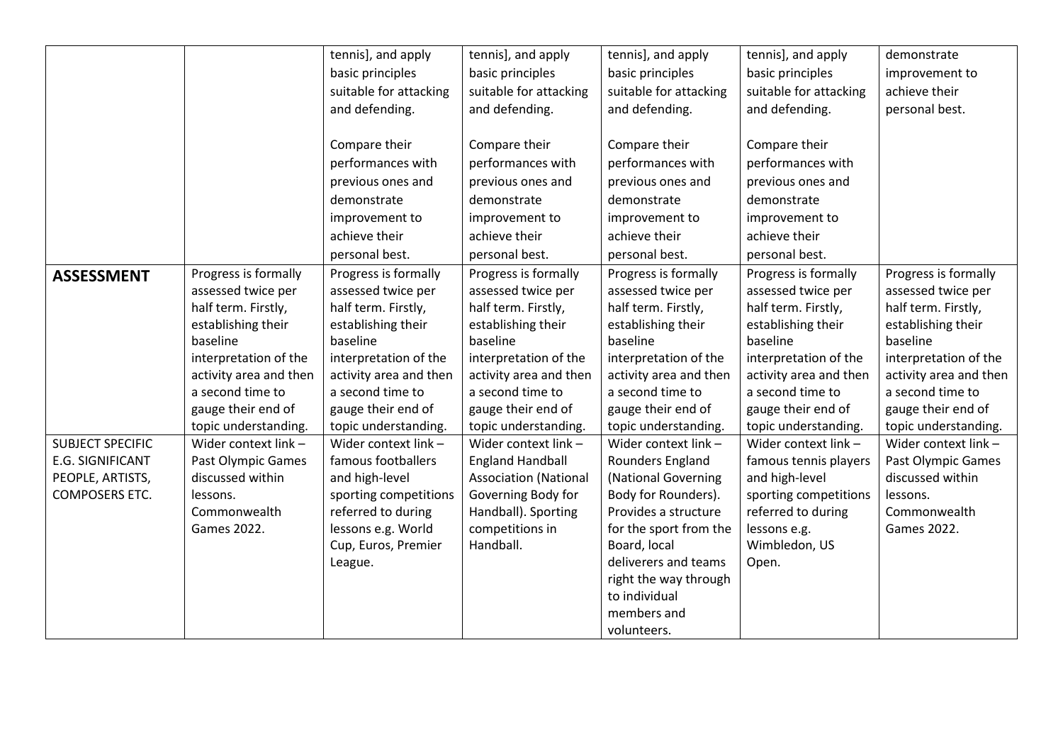| | | | | | | |
|---|---|---|---|---|---|---|
| | | tennis], and apply basic principles suitable for attacking and defending.<br><br>Compare their performances with previous ones and demonstrate improvement to achieve their personal best. | tennis], and apply basic principles suitable for attacking and defending.<br><br>Compare their performances with previous ones and demonstrate improvement to achieve their personal best. | tennis], and apply basic principles suitable for attacking and defending.<br><br>Compare their performances with previous ones and demonstrate improvement to achieve their personal best. | tennis], and apply basic principles suitable for attacking and defending.<br><br>Compare their performances with previous ones and demonstrate improvement to achieve their personal best. | demonstrate improvement to achieve their personal best. |
| **ASSESSMENT** | Progress is formally assessed twice per half term. Firstly, establishing their baseline interpretation of the activity area and then a second time to gauge their end of topic understanding. | Progress is formally assessed twice per half term. Firstly, establishing their baseline interpretation of the activity area and then a second time to gauge their end of topic understanding. | Progress is formally assessed twice per half term. Firstly, establishing their baseline interpretation of the activity area and then a second time to gauge their end of topic understanding. | Progress is formally assessed twice per half term. Firstly, establishing their baseline interpretation of the activity area and then a second time to gauge their end of topic understanding. | Progress is formally assessed twice per half term. Firstly, establishing their baseline interpretation of the activity area and then a second time to gauge their end of topic understanding. | Progress is formally assessed twice per half term. Firstly, establishing their baseline interpretation of the activity area and then a second time to gauge their end of topic understanding. |
| SUBJECT SPECIFIC E.G. SIGNIFICANT PEOPLE, ARTISTS, COMPOSERS ETC. | Wider context link – Past Olympic Games discussed within lessons. Commonwealth Games 2022. | Wider context link – famous footballers and high-level sporting competitions referred to during lessons e.g. World Cup, Euros, Premier League. | Wider context link – England Handball Association (National Governing Body for Handball). Sporting competitions in Handball. | Wider context link – Rounders England (National Governing Body for Rounders). Provides a structure for the sport from the Board, local deliverers and teams right the way through to individual members and volunteers. | Wider context link – famous tennis players and high-level sporting competitions referred to during lessons e.g. Wimbledon, US Open. | Wider context link – Past Olympic Games discussed within lessons. Commonwealth Games 2022. |